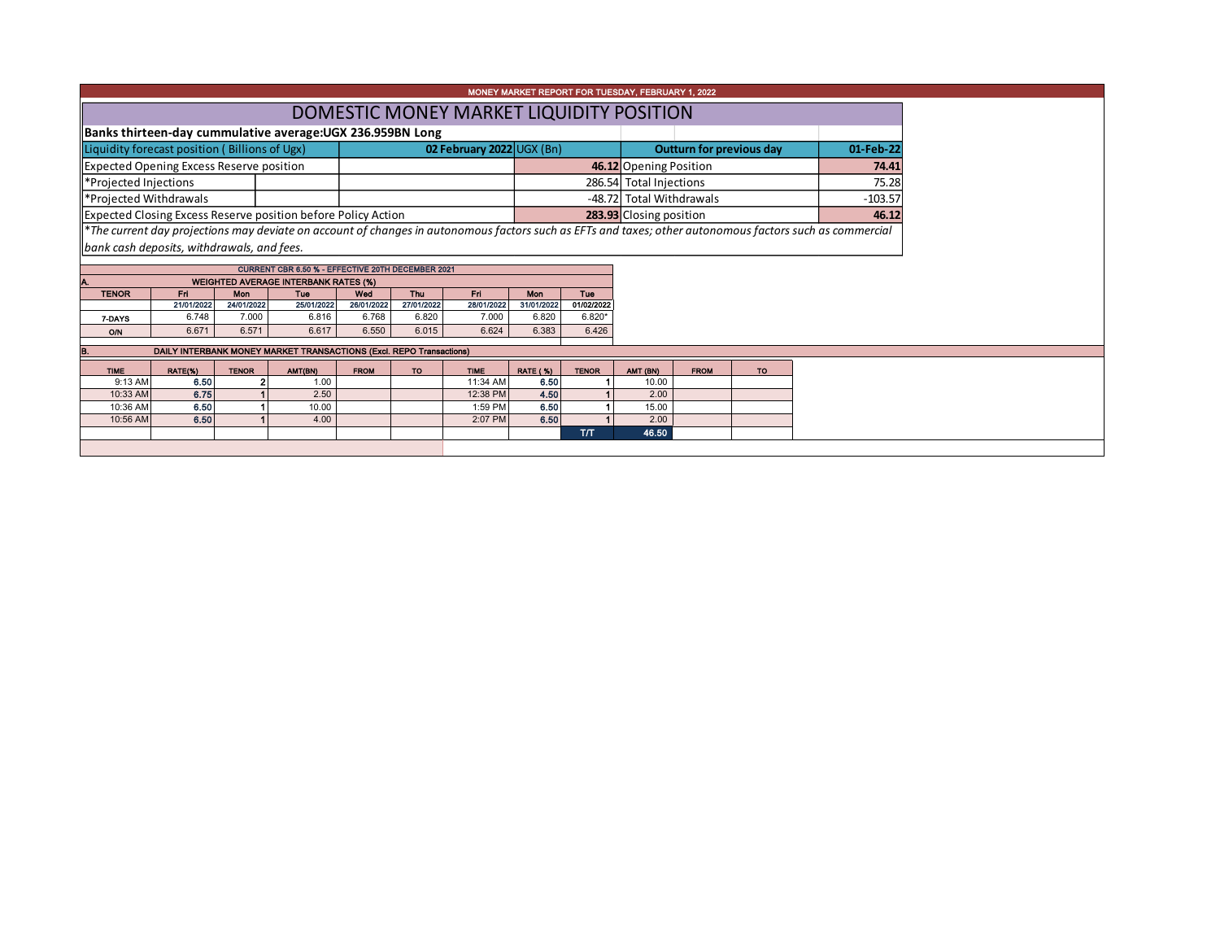# MONEY MARKET REPORT FOR TUESDAY, FEBRUARY 1, 2022

## DOMESTIC MONEY MARKET LIQUIDITY POSITION

**Banks thirteen-day cummulative average:UGX 236.959BN Long**

| Liquidity forecast position ( Billions of Ugx) | 02 February 2022 UGX (Bn) | Outturn for previous day | 01-Feb-22 |
|---|---|---|---|
| Expected Opening Excess Reserve position | **46.12** | Opening Position | **74.41** |
| *Projected Injections | 286.54 | Total Injections | 75.28 |
| *Projected Withdrawals | -48.72 | Total Withdrawals | -103.57 |
| Expected Closing Excess Reserve position before Policy Action | **283.93** | Closing position | **46.12** |

*\*The current day projections may deviate on account of changes in autonomous factors such as EFTs and taxes; other autonomous factors such as commercial bank cash deposits, withdrawals, and fees.*

**CURRENT CBR 6.50 % - EFFECTIVE 20TH DECEMBER 2021**

**A. WEIGHTED AVERAGE INTERBANK RATES (%)**

| TENOR | Fri 21/01/2022 | Mon 24/01/2022 | Tue 25/01/2022 | Wed 26/01/2022 | Thu 27/01/2022 | Fri 28/01/2022 | Mon 31/01/2022 | Tue 01/02/2022 |
|---|---|---|---|---|---|---|---|---|
| 7-DAYS | 6.748 | 7.000 | 6.816 | 6.768 | 6.820 | 7.000 | 6.820 | 6.820* |
| O/N | 6.671 | 6.571 | 6.617 | 6.550 | 6.015 | 6.624 | 6.383 | 6.426 |

**B. DAILY INTERBANK MONEY MARKET TRANSACTIONS (Excl. REPO Transactions)**

| TIME | RATE(%) | TENOR | AMT(BN) | FROM | TO | TIME | RATE ( %) | TENOR | AMT (BN) | FROM | TO |
|---|---|---|---|---|---|---|---|---|---|---|---|
| 9:13 AM | **6.50** | **2** | 1.00 | | | 11:34 AM | **6.50** | **1** | 10.00 | | |
| 10:33 AM | **6.75** | **1** | 2.50 | | | 12:38 PM | **4.50** | **1** | 2.00 | | |
| 10:36 AM | **6.50** | **1** | 10.00 | | | 1:59 PM | **6.50** | **1** | 15.00 | | |
| 10:56 AM | **6.50** | **1** | 4.00 | | | 2:07 PM | **6.50** | **1** | 2.00 | | |
| | | | | | | | | **T/T** | **46.50** | | |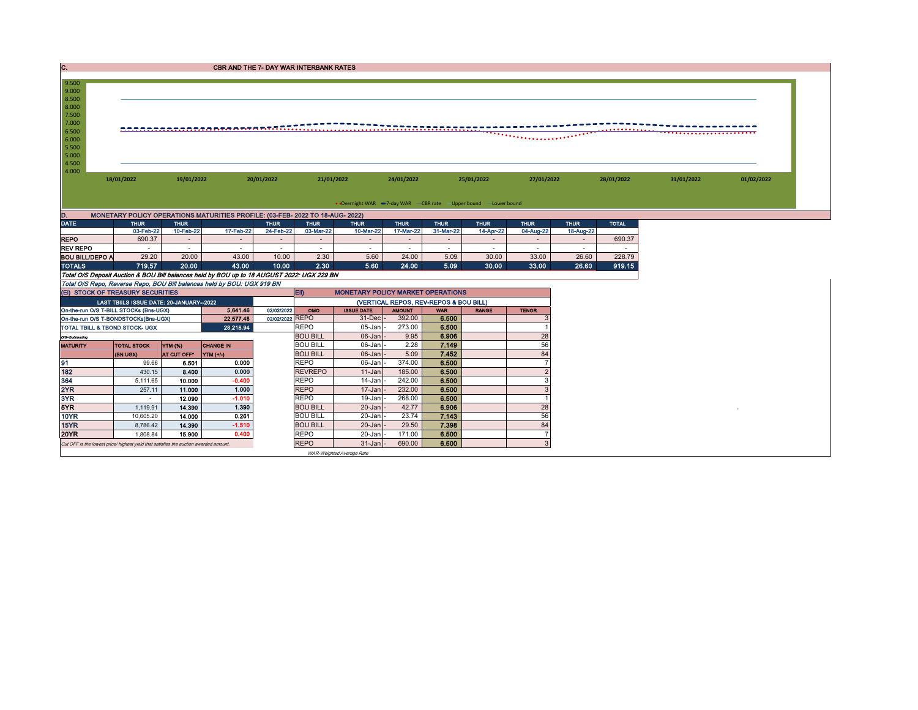## C. CBR AND THE 7- DAY WAR INTERBANK RATES

9.500
9.000
8.500
8.000
7.500
7.000
6.500
6.000
5.500
5.000
4.500
4.000

18/01/2022 19/01/2022 20/01/2022 21/01/2022 24/01/2022 25/01/2022 27/01/2022 28/01/2022 31/01/2022 01/02/2022

Overnight WAR — 7-day WAR — CBR rate — Upper bound — Lower bound

## D. MONETARY POLICY OPERATIONS MATURITIES PROFILE: (03-FEB- 2022 TO 18-AUG- 2022)

| DATE | THUR | THUR | | THUR | THUR | THUR | THUR | THUR | THUR | THUR | THUR | TOTAL |
|---|---|---|---|---|---|---|---|---|---|---|---|---|
| | 03-Feb-22 | 10-Feb-22 | 17-Feb-22 | 24-Feb-22 | 03-Mar-22 | 10-Mar-22 | 17-Mar-22 | 31-Mar-22 | 14-Apr-22 | 04-Aug-22 | 18-Aug-22 | |
| REPO | 690.37 | - | - | - | - | - | - | - | - | - | - | 690.37 |
| REV REPO | - | - | - | - | - | - | - | - | - | - | - | - |
| BOU BILL/DEPO A | 29.20 | 20.00 | 43.00 | 10.00 | 2.30 | 5.60 | 24.00 | 5.09 | 30.00 | 33.00 | 26.60 | 228.79 |
| TOTALS | 719.57 | 20.00 | 43.00 | 10.00 | 2.30 | 5.60 | 24.00 | 5.09 | 30.00 | 33.00 | 26.60 | 919.15 |

*Total O/S Deposit Auction & BOU Bill balances held by BOU up to 18 AUGUST 2022: UGX 229 BN*

*Total O/S Repo, Reverse Repo, BOU Bill balances held by BOU: UGX 919 BN*

## (Ei) STOCK OF TREASURY SECURITIES

| LAST TBIILS ISSUE DATE: 20-JANUARY--2022 | | | |
|---|---|---|---|
| On-the-run O/S T-BILL STOCKs (Bns-UGX) | | 5,641.46 | 02/02/2022 |
| On-the-run O/S T-BONDSTOCKs(Bns-UGX) | | 22,577.48 | 02/02/2022 |
| TOTAL TBILL & TBOND STOCK- UGX | | 28,218.94 | |

*O/S=Outstanding*

| MATURITY | TOTAL STOCK (BN UGX) | YTM (%) AT CUT OFF* | CHANGE IN YTM (+/-) |
|---|---|---|---|
| 91 | 99.66 | 6.501 | 0.000 |
| 182 | 430.15 | 8.400 | 0.000 |
| 364 | 5,111.65 | 10.000 | -0.400 |
| 2YR | 257.11 | 11.000 | 1.000 |
| 3YR | - | 12.090 | -1.010 |
| 5YR | 1,119.91 | 14.390 | 1.390 |
| 10YR | 10,605.20 | 14.000 | 0.261 |
| 15YR | 8,786.42 | 14.390 | -1.510 |
| 20YR | 1,808.84 | 15.900 | 0.400 |

*Cut OFF is the lowest price/ highest yield that satisfies the auction awarded amount.*

## Eii) MONETARY POLICY MARKET OPERATIONS

(VERTICAL REPOS, REV-REPOS & BOU BILL)

| OMO | ISSUE DATE | AMOUNT | WAR | RANGE | TENOR |
|---|---|---|---|---|---|
| REPO | 31-Dec | 392.00 | 6.500 | | 3 |
| REPO | 05-Jan | 273.00 | 6.500 | | 1 |
| BOU BILL | 06-Jan | 9.95 | 6.906 | | 28 |
| BOU BILL | 06-Jan | 2.28 | 7.149 | | 56 |
| BOU BILL | 06-Jan | 5.09 | 7.452 | | 84 |
| REPO | 06-Jan | 374.00 | 6.500 | | 7 |
| REVREPO | 11-Jan | 185.00 | 6.500 | | 2 |
| REPO | 14-Jan | 242.00 | 6.500 | | 3 |
| REPO | 17-Jan | 232.00 | 6.500 | | 3 |
| REPO | 19-Jan | 268.00 | 6.500 | | 1 |
| BOU BILL | 20-Jan | 42.77 | 6.906 | | 28 |
| BOU BILL | 20-Jan | 23.74 | 7.143 | | 56 |
| BOU BILL | 20-Jan | 29.50 | 7.398 | | 84 |
| REPO | 20-Jan | 171.00 | 6.500 | | 7 |
| REPO | 31-Jan | 690.00 | 6.500 | | 3 |

*WAR-Weighted Average Rate*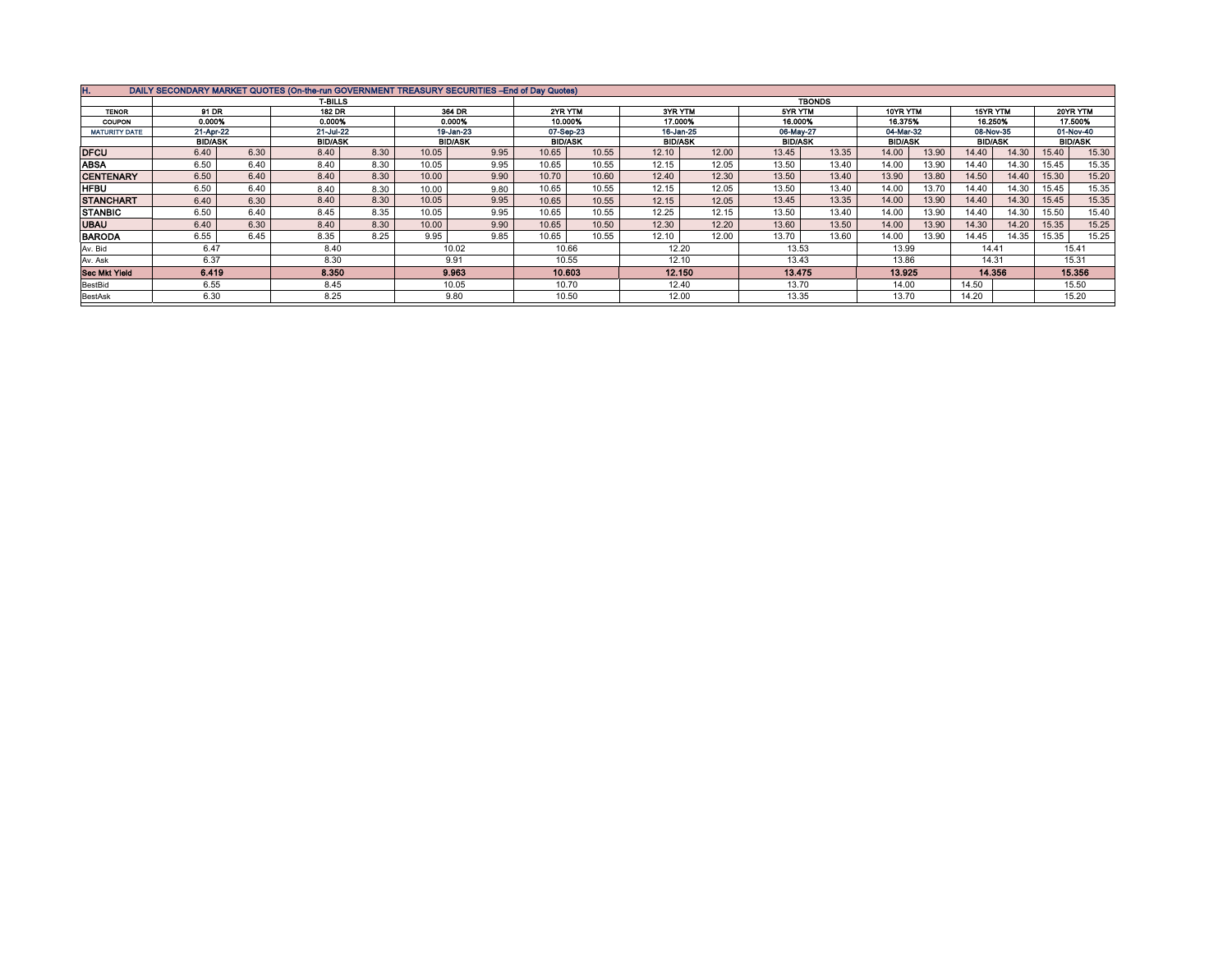| H. | DAILY SECONDARY MARKET QUOTES (On-the-run GOVERNMENT TREASURY SECURITIES –End of Day Quotes) | | | | | | | | | | | | | | | | | |
|---|---|---|---|---|---|---|---|---|---|---|---|---|---|---|---|---|---|---|
| | T-BILLS | | | | | | TBONDS | | | | | | | | | | | |
| TENOR | 91 DR | | 182 DR | | 364 DR | | 2YR YTM | | 3YR YTM | | 5YR YTM | | 10YR YTM | | 15YR YTM | | 20YR YTM | |
| COUPON | 0.000% | | 0.000% | | 0.000% | | 10.000% | | 17.000% | | 16.000% | | 16.375% | | 16.250% | | 17.500% | |
| MATURITY DATE | 21-Apr-22 | | 21-Jul-22 | | 19-Jan-23 | | 07-Sep-23 | | 16-Jan-25 | | 06-May-27 | | 04-Mar-32 | | 08-Nov-35 | | 01-Nov-40 | |
| | BID/ASK | | BID/ASK | | BID/ASK | | BID/ASK | | BID/ASK | | BID/ASK | | BID/ASK | | BID/ASK | | BID/ASK | |
| DFCU | 6.40 | 6.30 | 8.40 | 8.30 | 10.05 | 9.95 | 10.65 | 10.55 | 12.10 | 12.00 | 13.45 | 13.35 | 14.00 | 13.90 | 14.40 | 14.30 | 15.40 | 15.30 |
| ABSA | 6.50 | 6.40 | 8.40 | 8.30 | 10.05 | 9.95 | 10.65 | 10.55 | 12.15 | 12.05 | 13.50 | 13.40 | 14.00 | 13.90 | 14.40 | 14.30 | 15.45 | 15.35 |
| CENTENARY | 6.50 | 6.40 | 8.40 | 8.30 | 10.00 | 9.90 | 10.70 | 10.60 | 12.40 | 12.30 | 13.50 | 13.40 | 13.90 | 13.80 | 14.50 | 14.40 | 15.30 | 15.20 |
| HFBU | 6.50 | 6.40 | 8.40 | 8.30 | 10.00 | 9.80 | 10.65 | 10.55 | 12.15 | 12.05 | 13.50 | 13.40 | 14.00 | 13.70 | 14.40 | 14.30 | 15.45 | 15.35 |
| STANCHART | 6.40 | 6.30 | 8.40 | 8.30 | 10.05 | 9.95 | 10.65 | 10.55 | 12.15 | 12.05 | 13.45 | 13.35 | 14.00 | 13.90 | 14.40 | 14.30 | 15.45 | 15.35 |
| STANBIC | 6.50 | 6.40 | 8.45 | 8.35 | 10.05 | 9.95 | 10.65 | 10.55 | 12.25 | 12.15 | 13.50 | 13.40 | 14.00 | 13.90 | 14.40 | 14.30 | 15.50 | 15.40 |
| UBAU | 6.40 | 6.30 | 8.40 | 8.30 | 10.00 | 9.90 | 10.65 | 10.50 | 12.30 | 12.20 | 13.60 | 13.50 | 14.00 | 13.90 | 14.30 | 14.20 | 15.35 | 15.25 |
| BARODA | 6.55 | 6.45 | 8.35 | 8.25 | 9.95 | 9.85 | 10.65 | 10.55 | 12.10 | 12.00 | 13.70 | 13.60 | 14.00 | 13.90 | 14.45 | 14.35 | 15.35 | 15.25 |
| Av. Bid | 6.47 | | 8.40 | | 10.02 | | 10.66 | | 12.20 | | 13.53 | | 13.99 | | 14.41 | | 15.41 | |
| Av. Ask | 6.37 | | 8.30 | | 9.91 | | 10.55 | | 12.10 | | 13.43 | | 13.86 | | 14.31 | | 15.31 | |
| Sec Mkt Yield | 6.419 | | 8.350 | | 9.963 | | 10.603 | | 12.150 | | 13.475 | | 13.925 | | 14.356 | | 15.356 | |
| BestBid | 6.55 | | 8.45 | | 10.05 | | 10.70 | | 12.40 | | 13.70 | | 14.00 | | 14.50 | | 15.50 | |
| BestAsk | 6.30 | | 8.25 | | 9.80 | | 10.50 | | 12.00 | | 13.35 | | 13.70 | | 14.20 | | 15.20 | |